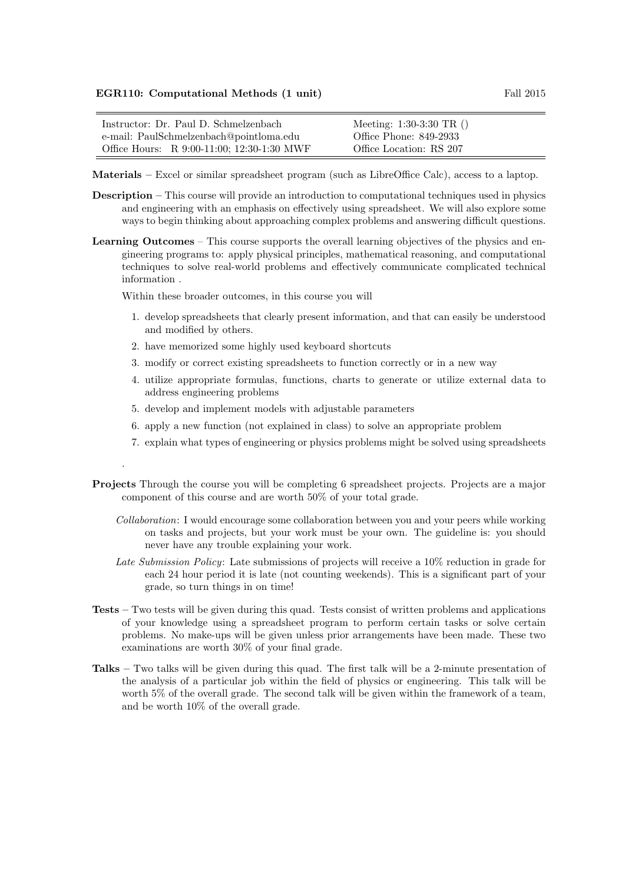**EGR110: Computational Methods (1 unit)** Fall 2015

| | |
|---|---|
| Instructor: Dr. Paul D. Schmelzenbach | Meeting: 1:30-3:30 TR () |
| e-mail: PaulSchmelzenbach@pointloma.edu | Office Phone: 849-2933 |
| Office Hours: R 9:00-11:00; 12:30-1:30 MWF | Office Location: RS 207 |

**Materials** – Excel or similar spreadsheet program (such as LibreOffice Calc), access to a laptop.

**Description** – This course will provide an introduction to computational techniques used in physics and engineering with an emphasis on effectively using spreadsheet. We will also explore some ways to begin thinking about approaching complex problems and answering difficult questions.

**Learning Outcomes** – This course supports the overall learning objectives of the physics and engineering programs to: apply physical principles, mathematical reasoning, and computational techniques to solve real-world problems and effectively communicate complicated technical information .

Within these broader outcomes, in this course you will

1. develop spreadsheets that clearly present information, and that can easily be understood and modified by others.
2. have memorized some highly used keyboard shortcuts
3. modify or correct existing spreadsheets to function correctly or in a new way
4. utilize appropriate formulas, functions, charts to generate or utilize external data to address engineering problems
5. develop and implement models with adjustable parameters
6. apply a new function (not explained in class) to solve an appropriate problem
7. explain what types of engineering or physics problems might be solved using spreadsheets

.

**Projects** Through the course you will be completing 6 spreadsheet projects. Projects are a major component of this course and are worth 50% of your total grade.

*Collaboration*: I would encourage some collaboration between you and your peers while working on tasks and projects, but your work must be your own. The guideline is: you should never have any trouble explaining your work.

*Late Submission Policy*: Late submissions of projects will receive a 10% reduction in grade for each 24 hour period it is late (not counting weekends). This is a significant part of your grade, so turn things in on time!

**Tests** – Two tests will be given during this quad. Tests consist of written problems and applications of your knowledge using a spreadsheet program to perform certain tasks or solve certain problems. No make-ups will be given unless prior arrangements have been made. These two examinations are worth 30% of your final grade.

**Talks** – Two talks will be given during this quad. The first talk will be a 2-minute presentation of the analysis of a particular job within the field of physics or engineering. This talk will be worth 5% of the overall grade. The second talk will be given within the framework of a team, and be worth 10% of the overall grade.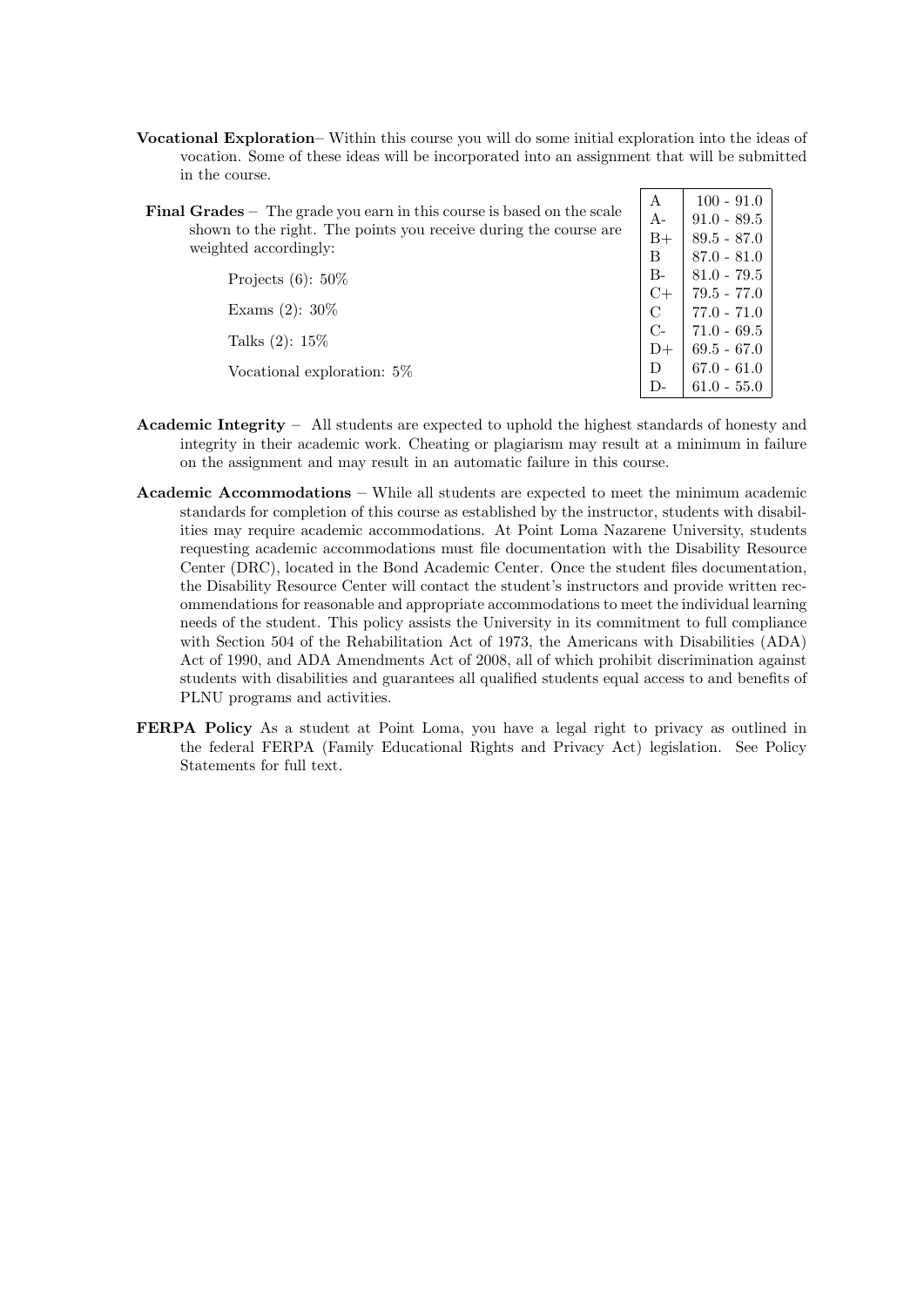**Vocational Exploration**– Within this course you will do some initial exploration into the ideas of vocation. Some of these ideas will be incorporated into an assignment that will be submitted in the course.

**Final Grades** – The grade you earn in this course is based on the scale shown to the right. The points you receive during the course are weighted accordingly:

Projects (6): 50%

Exams (2): 30%

Talks (2): 15%

Vocational exploration: 5%

| | |
|---|---|
| A | 100 - 91.0 |
| A- | 91.0 - 89.5 |
| B+ | 89.5 - 87.0 |
| B | 87.0 - 81.0 |
| B- | 81.0 - 79.5 |
| C+ | 79.5 - 77.0 |
| C | 77.0 - 71.0 |
| C- | 71.0 - 69.5 |
| D+ | 69.5 - 67.0 |
| D | 67.0 - 61.0 |
| D- | 61.0 - 55.0 |

**Academic Integrity** – All students are expected to uphold the highest standards of honesty and integrity in their academic work. Cheating or plagiarism may result at a minimum in failure on the assignment and may result in an automatic failure in this course.

**Academic Accommodations** – While all students are expected to meet the minimum academic standards for completion of this course as established by the instructor, students with disabilities may require academic accommodations. At Point Loma Nazarene University, students requesting academic accommodations must file documentation with the Disability Resource Center (DRC), located in the Bond Academic Center. Once the student files documentation, the Disability Resource Center will contact the student's instructors and provide written recommendations for reasonable and appropriate accommodations to meet the individual learning needs of the student. This policy assists the University in its commitment to full compliance with Section 504 of the Rehabilitation Act of 1973, the Americans with Disabilities (ADA) Act of 1990, and ADA Amendments Act of 2008, all of which prohibit discrimination against students with disabilities and guarantees all qualified students equal access to and benefits of PLNU programs and activities.

**FERPA Policy** As a student at Point Loma, you have a legal right to privacy as outlined in the federal FERPA (Family Educational Rights and Privacy Act) legislation. See Policy Statements for full text.